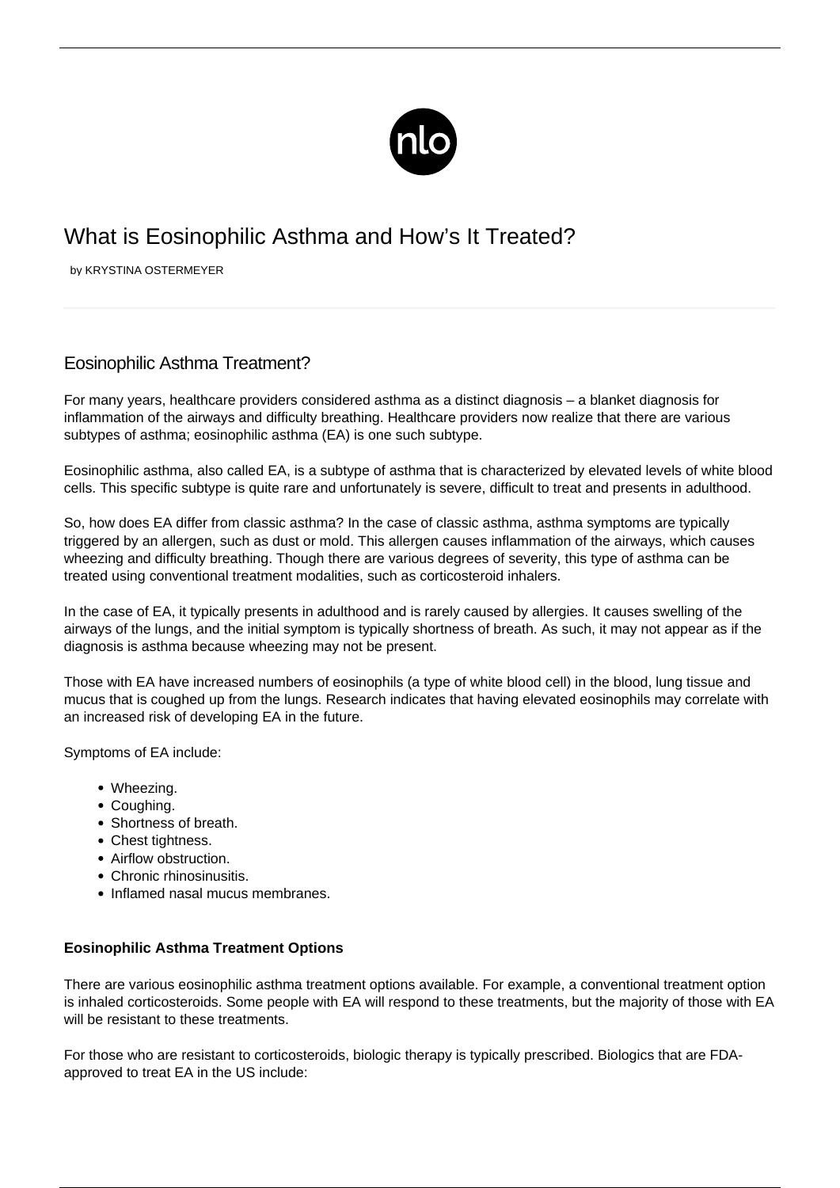# What is Eosinophilic Asthma and How's It Treated?

by KRYSTINA OSTERMEYER

## Eosinophilic Asthma Treatment?

For many years, healthcare providers considered asthma as a distinct diagnosis – a blanket diagnosis for inflammation of the airways and difficulty breathing. Healthcare providers now realize that there are various subtypes of asthma; eosinophilic asthma (EA) is one such subtype.

Eosinophilic asthma, also called EA, is a subtype of asthma that is characterized by elevated levels of white blood cells. This specific subtype is quite rare and unfortunately is severe, difficult to treat and presents in adulthood.

So, how does EA differ from classic asthma? In the case of classic asthma, asthma symptoms are typically triggered by an allergen, such as dust or mold. This allergen causes inflammation of the airways, which causes wheezing and difficulty breathing. Though there are various degrees of severity, this type of asthma can be treated using conventional treatment modalities, such as corticosteroid inhalers.

In the case of EA, it typically presents in adulthood and is rarely caused by allergies. It causes swelling of the airways of the lungs, and the initial symptom is typically shortness of breath. As such, it may not appear as if the diagnosis is asthma because wheezing may not be present.

Those with EA have increased numbers of eosinophils (a type of white blood cell) in the blood, lung tissue and mucus that is coughed up from the lungs. Research indicates that having elevated eosinophils may correlate with an increased risk of developing EA in the future.

Symptoms of EA include:

- Wheezing.
- Coughing.
- Shortness of breath.
- Chest tightness.
- Airflow obstruction.
- Chronic rhinosinusitis.
- Inflamed nasal mucus membranes.

**Eosinophilic Asthma Treatment Options**

There are various eosinophilic asthma treatment options available. For example, a conventional treatment option is inhaled corticosteroids. Some people with EA will respond to these treatments, but the majority of those with EA will be resistant to these treatments.

For those who are resistant to corticosteroids, biologic therapy is typically prescribed. Biologics that are FDA-approved to treat EA in the US include: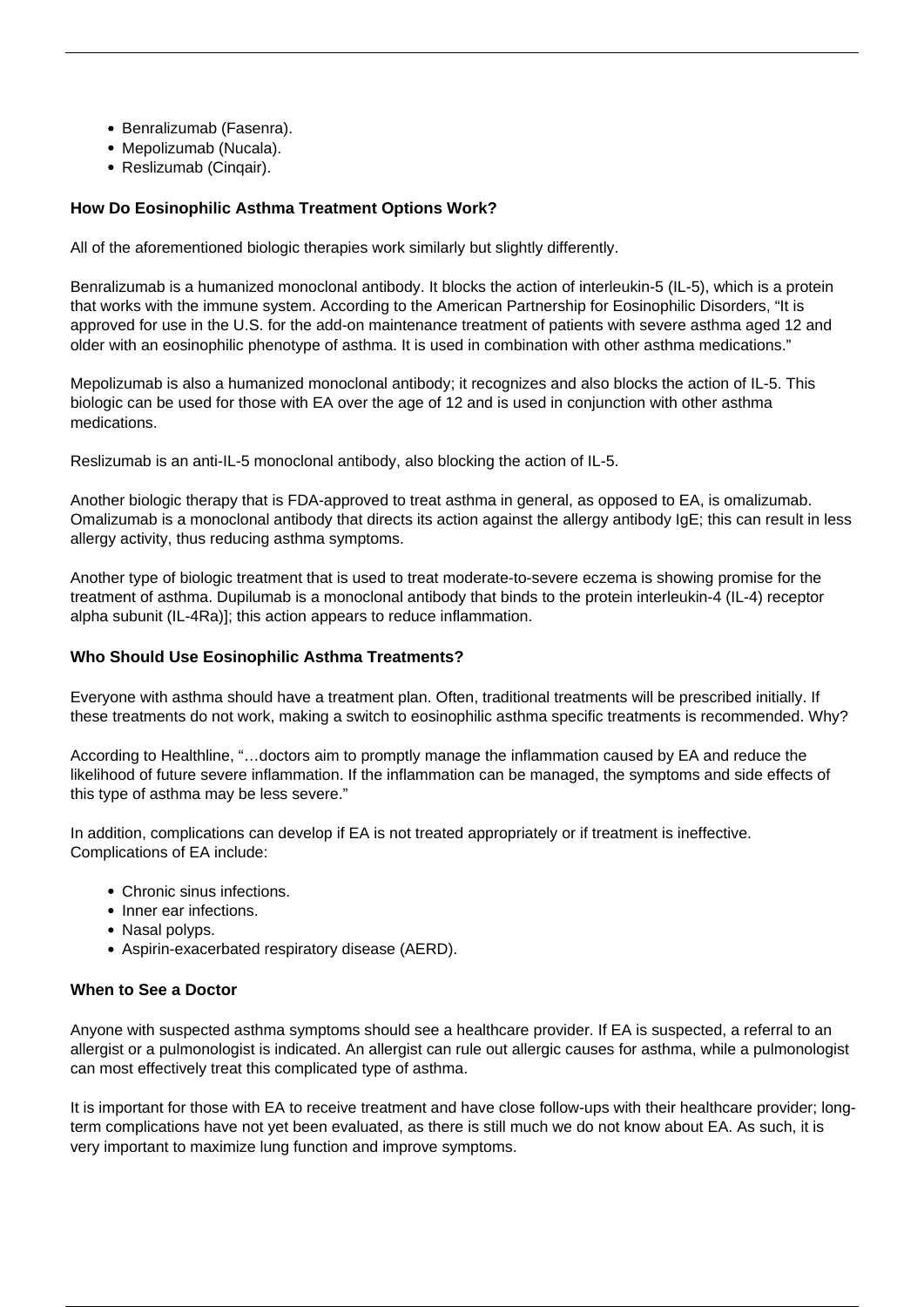- Benralizumab (Fasenra).
- Mepolizumab (Nucala).
- Reslizumab (Cinqair).

### How Do Eosinophilic Asthma Treatment Options Work?

All of the aforementioned biologic therapies work similarly but slightly differently.

Benralizumab is a humanized monoclonal antibody. It blocks the action of interleukin-5 (IL-5), which is a protein that works with the immune system. According to the American Partnership for Eosinophilic Disorders, "It is approved for use in the U.S. for the add-on maintenance treatment of patients with severe asthma aged 12 and older with an eosinophilic phenotype of asthma. It is used in combination with other asthma medications."

Mepolizumab is also a humanized monoclonal antibody; it recognizes and also blocks the action of IL-5. This biologic can be used for those with EA over the age of 12 and is used in conjunction with other asthma medications.

Reslizumab is an anti-IL-5 monoclonal antibody, also blocking the action of IL-5.

Another biologic therapy that is FDA-approved to treat asthma in general, as opposed to EA, is omalizumab. Omalizumab is a monoclonal antibody that directs its action against the allergy antibody IgE; this can result in less allergy activity, thus reducing asthma symptoms.

Another type of biologic treatment that is used to treat moderate-to-severe eczema is showing promise for the treatment of asthma. Dupilumab is a monoclonal antibody that binds to the protein interleukin-4 (IL-4) receptor alpha subunit (IL-4Ra)]; this action appears to reduce inflammation.

### Who Should Use Eosinophilic Asthma Treatments?

Everyone with asthma should have a treatment plan. Often, traditional treatments will be prescribed initially. If these treatments do not work, making a switch to eosinophilic asthma specific treatments is recommended. Why?

According to Healthline, "…doctors aim to promptly manage the inflammation caused by EA and reduce the likelihood of future severe inflammation. If the inflammation can be managed, the symptoms and side effects of this type of asthma may be less severe."

In addition, complications can develop if EA is not treated appropriately or if treatment is ineffective. Complications of EA include:

- Chronic sinus infections.
- Inner ear infections.
- Nasal polyps.
- Aspirin-exacerbated respiratory disease (AERD).

### When to See a Doctor

Anyone with suspected asthma symptoms should see a healthcare provider. If EA is suspected, a referral to an allergist or a pulmonologist is indicated. An allergist can rule out allergic causes for asthma, while a pulmonologist can most effectively treat this complicated type of asthma.

It is important for those with EA to receive treatment and have close follow-ups with their healthcare provider; long-term complications have not yet been evaluated, as there is still much we do not know about EA. As such, it is very important to maximize lung function and improve symptoms.